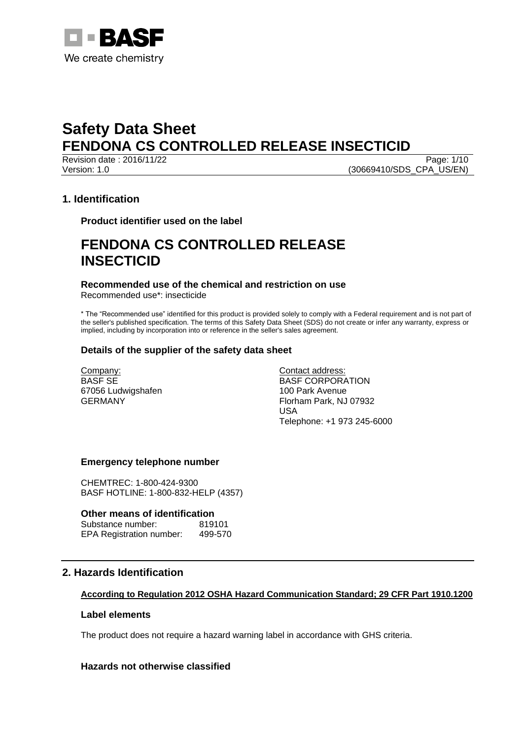# Safety Data Sheet
# FENDONA CS CONTROLLED RELEASE INSECTICID

Revision date : 2016/11/22
Version: 1.0
(30669410/SDS_CPA_US/EN)

## 1. Identification

### Product identifier used on the label

# FENDONA CS CONTROLLED RELEASE INSECTICID

### Recommended use of the chemical and restriction on use

Recommended use*: insecticide

* The "Recommended use" identified for this product is provided solely to comply with a Federal requirement and is not part of the seller's published specification. The terms of this Safety Data Sheet (SDS) do not create or infer any warranty, express or implied, including by incorporation into or reference in the seller's sales agreement.

### Details of the supplier of the safety data sheet

Company:
BASF SE
67056 Ludwigshafen
GERMANY

Contact address:
BASF CORPORATION
100 Park Avenue
Florham Park, NJ 07932
USA
Telephone: +1 973 245-6000

### Emergency telephone number

CHEMTREC: 1-800-424-9300
BASF HOTLINE: 1-800-832-HELP (4357)

### Other means of identification

Substance number: 819101
EPA Registration number: 499-570

## 2. Hazards Identification

**According to Regulation 2012 OSHA Hazard Communication Standard; 29 CFR Part 1910.1200**

### Label elements

The product does not require a hazard warning label in accordance with GHS criteria.

### Hazards not otherwise classified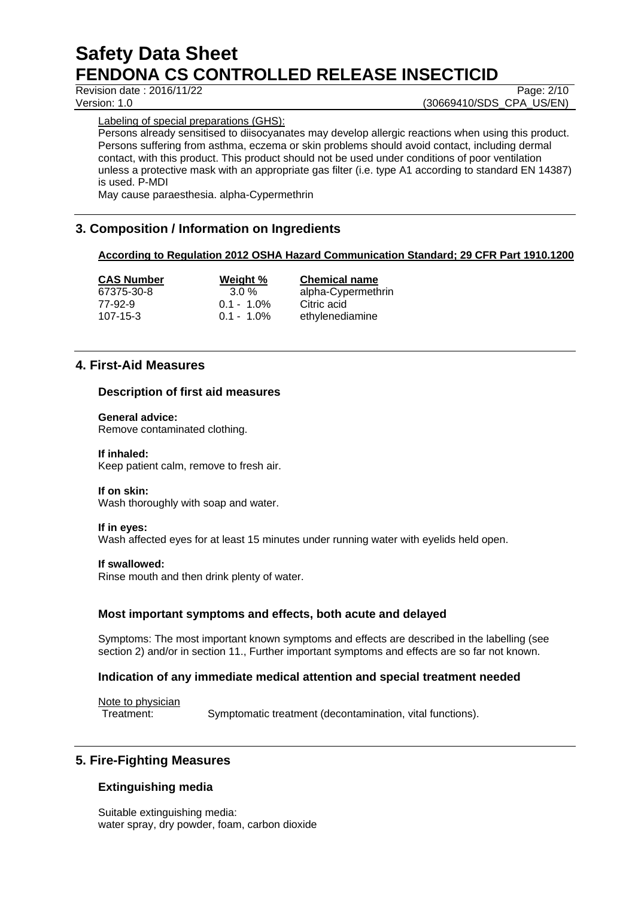Labeling of special preparations (GHS):

Persons already sensitised to diisocyanates may develop allergic reactions when using this product. Persons suffering from asthma, eczema or skin problems should avoid contact, including dermal contact, with this product. This product should not be used under conditions of poor ventilation unless a protective mask with an appropriate gas filter (i.e. type A1 according to standard EN 14387) is used. P-MDI

May cause paraesthesia. alpha-Cypermethrin

## 3. Composition / Information on Ingredients

**According to Regulation 2012 OSHA Hazard Communication Standard; 29 CFR Part 1910.1200**

| CAS Number | Weight % | Chemical name |
|---|---|---|
| 67375-30-8 | 3.0 % | alpha-Cypermethrin |
| 77-92-9 | 0.1 - 1.0% | Citric acid |
| 107-15-3 | 0.1 - 1.0% | ethylenediamine |

## 4. First-Aid Measures

### Description of first aid measures

**General advice:**
Remove contaminated clothing.

**If inhaled:**
Keep patient calm, remove to fresh air.

**If on skin:**
Wash thoroughly with soap and water.

**If in eyes:**
Wash affected eyes for at least 15 minutes under running water with eyelids held open.

**If swallowed:**
Rinse mouth and then drink plenty of water.

### Most important symptoms and effects, both acute and delayed

Symptoms: The most important known symptoms and effects are described in the labelling (see section 2) and/or in section 11., Further important symptoms and effects are so far not known.

### Indication of any immediate medical attention and special treatment needed

Note to physician

Treatment: Symptomatic treatment (decontamination, vital functions).

## 5. Fire-Fighting Measures

### Extinguishing media

Suitable extinguishing media:
water spray, dry powder, foam, carbon dioxide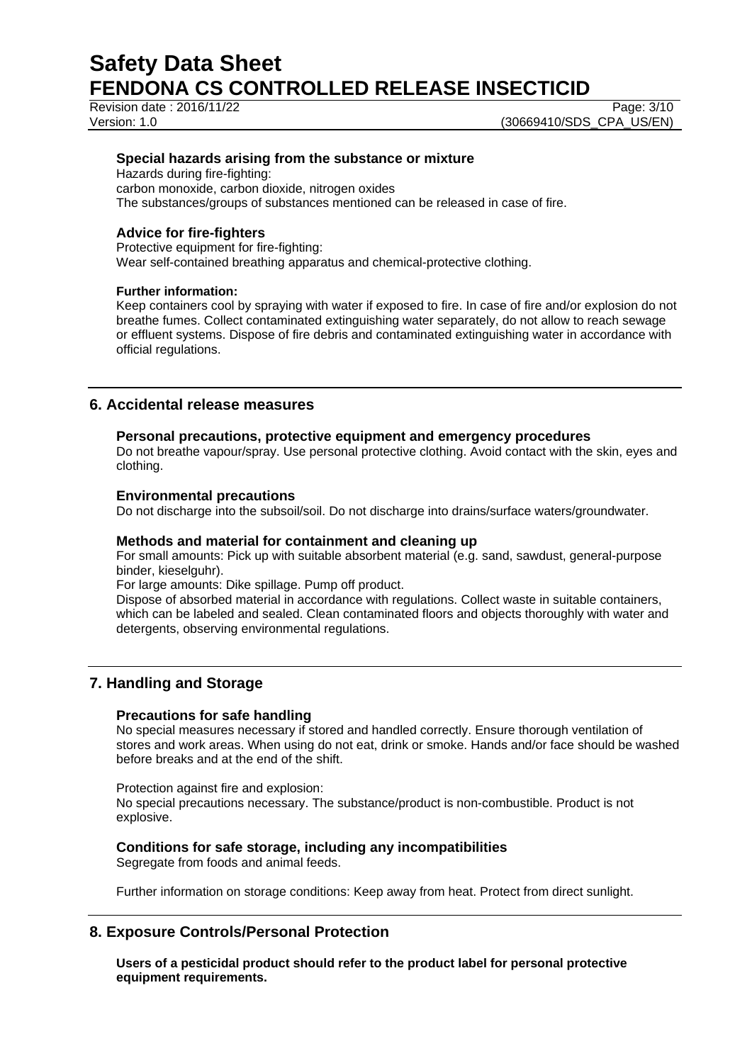### Special hazards arising from the substance or mixture

Hazards during fire-fighting:
carbon monoxide, carbon dioxide, nitrogen oxides
The substances/groups of substances mentioned can be released in case of fire.

### Advice for fire-fighters

Protective equipment for fire-fighting:
Wear self-contained breathing apparatus and chemical-protective clothing.

**Further information:**

Keep containers cool by spraying with water if exposed to fire. In case of fire and/or explosion do not breathe fumes. Collect contaminated extinguishing water separately, do not allow to reach sewage or effluent systems. Dispose of fire debris and contaminated extinguishing water in accordance with official regulations.

## 6. Accidental release measures

### Personal precautions, protective equipment and emergency procedures

Do not breathe vapour/spray. Use personal protective clothing. Avoid contact with the skin, eyes and clothing.

### Environmental precautions

Do not discharge into the subsoil/soil. Do not discharge into drains/surface waters/groundwater.

### Methods and material for containment and cleaning up

For small amounts: Pick up with suitable absorbent material (e.g. sand, sawdust, general-purpose binder, kieselguhr).

For large amounts: Dike spillage. Pump off product.

Dispose of absorbed material in accordance with regulations. Collect waste in suitable containers, which can be labeled and sealed. Clean contaminated floors and objects thoroughly with water and detergents, observing environmental regulations.

## 7. Handling and Storage

### Precautions for safe handling

No special measures necessary if stored and handled correctly. Ensure thorough ventilation of stores and work areas. When using do not eat, drink or smoke. Hands and/or face should be washed before breaks and at the end of the shift.

Protection against fire and explosion:
No special precautions necessary. The substance/product is non-combustible. Product is not explosive.

### Conditions for safe storage, including any incompatibilities

Segregate from foods and animal feeds.

Further information on storage conditions: Keep away from heat. Protect from direct sunlight.

## 8. Exposure Controls/Personal Protection

**Users of a pesticidal product should refer to the product label for personal protective equipment requirements.**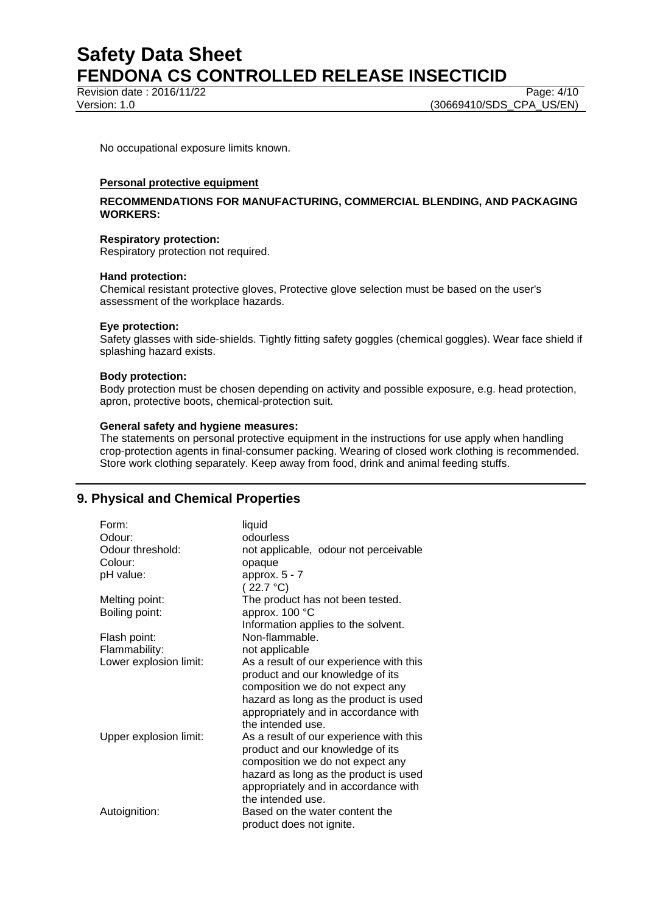No occupational exposure limits known.

**Personal protective equipment**

**RECOMMENDATIONS FOR MANUFACTURING, COMMERCIAL BLENDING, AND PACKAGING WORKERS:**

**Respiratory protection:**
Respiratory protection not required.

**Hand protection:**
Chemical resistant protective gloves, Protective glove selection must be based on the user's assessment of the workplace hazards.

**Eye protection:**
Safety glasses with side-shields. Tightly fitting safety goggles (chemical goggles). Wear face shield if splashing hazard exists.

**Body protection:**
Body protection must be chosen depending on activity and possible exposure, e.g. head protection, apron, protective boots, chemical-protection suit.

**General safety and hygiene measures:**
The statements on personal protective equipment in the instructions for use apply when handling crop-protection agents in final-consumer packing. Wearing of closed work clothing is recommended. Store work clothing separately. Keep away from food, drink and animal feeding stuffs.

## 9. Physical and Chemical Properties

| | |
|---|---|
| Form: | liquid |
| Odour: | odourless |
| Odour threshold: | not applicable, odour not perceivable |
| Colour: | opaque |
| pH value: | approx. 5 - 7 ( 22.7 °C) |
| Melting point: | The product has not been tested. |
| Boiling point: | approx. 100 °C Information applies to the solvent. |
| Flash point: | Non-flammable. |
| Flammability: | not applicable |
| Lower explosion limit: | As a result of our experience with this product and our knowledge of its composition we do not expect any hazard as long as the product is used appropriately and in accordance with the intended use. |
| Upper explosion limit: | As a result of our experience with this product and our knowledge of its composition we do not expect any hazard as long as the product is used appropriately and in accordance with the intended use. |
| Autoignition: | Based on the water content the product does not ignite. |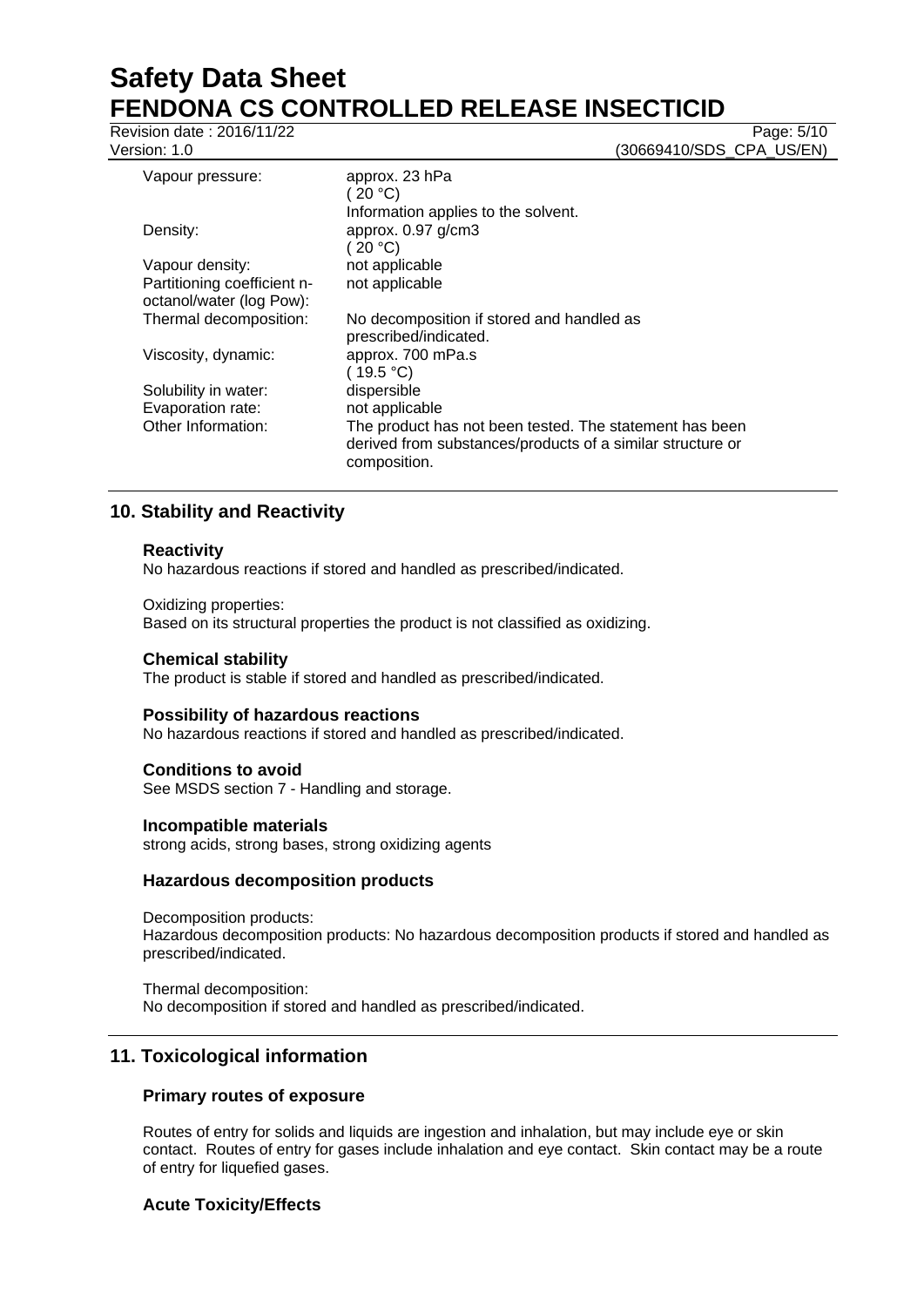| | |
|---|---|
| Vapour pressure: | approx. 23 hPa<br>( 20 °C)<br>Information applies to the solvent. |
| Density: | approx. 0.97 g/cm3<br>( 20 °C) |
| Vapour density: | not applicable |
| Partitioning coefficient n-octanol/water (log Pow): | not applicable |
| Thermal decomposition: | No decomposition if stored and handled as prescribed/indicated. |
| Viscosity, dynamic: | approx. 700 mPa.s<br>( 19.5 °C) |
| Solubility in water: | dispersible |
| Evaporation rate: | not applicable |
| Other Information: | The product has not been tested. The statement has been derived from substances/products of a similar structure or composition. |

## 10. Stability and Reactivity

### Reactivity

No hazardous reactions if stored and handled as prescribed/indicated.

Oxidizing properties:
Based on its structural properties the product is not classified as oxidizing.

### Chemical stability

The product is stable if stored and handled as prescribed/indicated.

### Possibility of hazardous reactions

No hazardous reactions if stored and handled as prescribed/indicated.

### Conditions to avoid

See MSDS section 7 - Handling and storage.

### Incompatible materials

strong acids, strong bases, strong oxidizing agents

### Hazardous decomposition products

Decomposition products:
Hazardous decomposition products: No hazardous decomposition products if stored and handled as prescribed/indicated.

Thermal decomposition:
No decomposition if stored and handled as prescribed/indicated.

## 11. Toxicological information

### Primary routes of exposure

Routes of entry for solids and liquids are ingestion and inhalation, but may include eye or skin contact. Routes of entry for gases include inhalation and eye contact. Skin contact may be a route of entry for liquefied gases.

### Acute Toxicity/Effects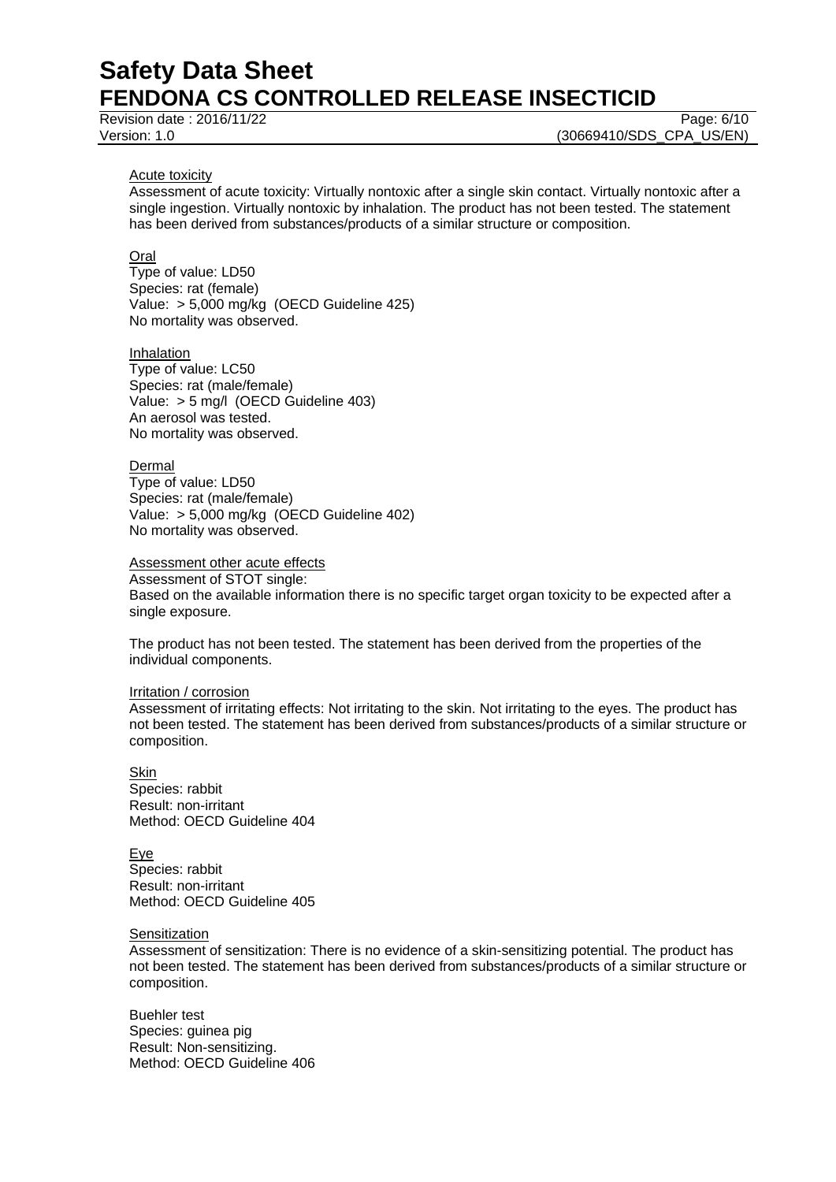Acute toxicity

Assessment of acute toxicity: Virtually nontoxic after a single skin contact. Virtually nontoxic after a single ingestion. Virtually nontoxic by inhalation. The product has not been tested. The statement has been derived from substances/products of a similar structure or composition.

Oral

Type of value: LD50
Species: rat (female)
Value: > 5,000 mg/kg (OECD Guideline 425)
No mortality was observed.

Inhalation

Type of value: LC50
Species: rat (male/female)
Value: > 5 mg/l (OECD Guideline 403)
An aerosol was tested.
No mortality was observed.

Dermal

Type of value: LD50
Species: rat (male/female)
Value: > 5,000 mg/kg (OECD Guideline 402)
No mortality was observed.

Assessment other acute effects

Assessment of STOT single:
Based on the available information there is no specific target organ toxicity to be expected after a single exposure.

The product has not been tested. The statement has been derived from the properties of the individual components.

Irritation / corrosion

Assessment of irritating effects: Not irritating to the skin. Not irritating to the eyes. The product has not been tested. The statement has been derived from substances/products of a similar structure or composition.

Skin

Species: rabbit
Result: non-irritant
Method: OECD Guideline 404

Eye

Species: rabbit
Result: non-irritant
Method: OECD Guideline 405

Sensitization

Assessment of sensitization: There is no evidence of a skin-sensitizing potential. The product has not been tested. The statement has been derived from substances/products of a similar structure or composition.

Buehler test
Species: guinea pig
Result: Non-sensitizing.
Method: OECD Guideline 406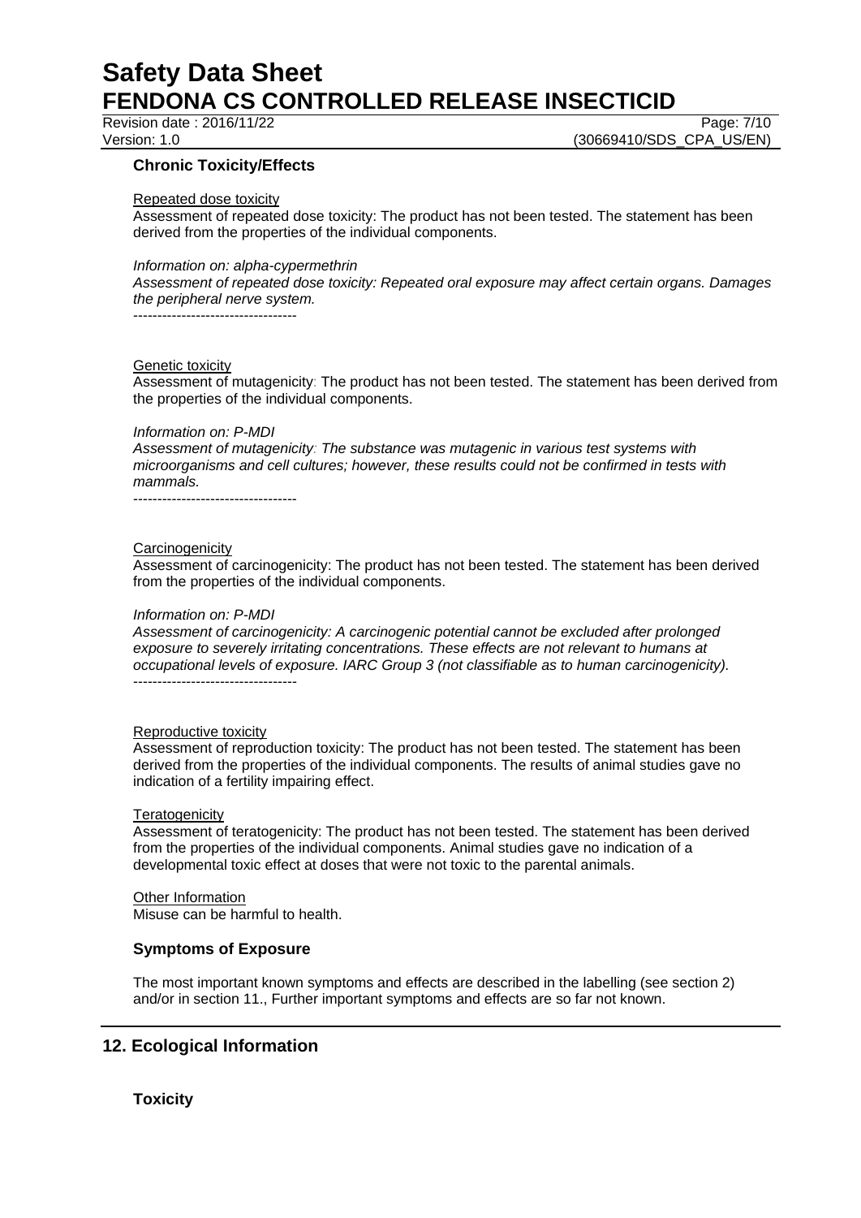### Chronic Toxicity/Effects

Repeated dose toxicity

Assessment of repeated dose toxicity: The product has not been tested. The statement has been derived from the properties of the individual components.

*Information on: alpha-cypermethrin*

*Assessment of repeated dose toxicity: Repeated oral exposure may affect certain organs. Damages the peripheral nerve system.*

----------------------------------

Genetic toxicity

Assessment of mutagenicity: The product has not been tested. The statement has been derived from the properties of the individual components.

*Information on: P-MDI*

*Assessment of mutagenicity: The substance was mutagenic in various test systems with microorganisms and cell cultures; however, these results could not be confirmed in tests with mammals.*

----------------------------------

Carcinogenicity

Assessment of carcinogenicity: The product has not been tested. The statement has been derived from the properties of the individual components.

*Information on: P-MDI*

*Assessment of carcinogenicity: A carcinogenic potential cannot be excluded after prolonged exposure to severely irritating concentrations. These effects are not relevant to humans at occupational levels of exposure. IARC Group 3 (not classifiable as to human carcinogenicity).*

----------------------------------

Reproductive toxicity

Assessment of reproduction toxicity: The product has not been tested. The statement has been derived from the properties of the individual components. The results of animal studies gave no indication of a fertility impairing effect.

Teratogenicity

Assessment of teratogenicity: The product has not been tested. The statement has been derived from the properties of the individual components. Animal studies gave no indication of a developmental toxic effect at doses that were not toxic to the parental animals.

Other Information

Misuse can be harmful to health.

### Symptoms of Exposure

The most important known symptoms and effects are described in the labelling (see section 2) and/or in section 11., Further important symptoms and effects are so far not known.

## 12. Ecological Information

### Toxicity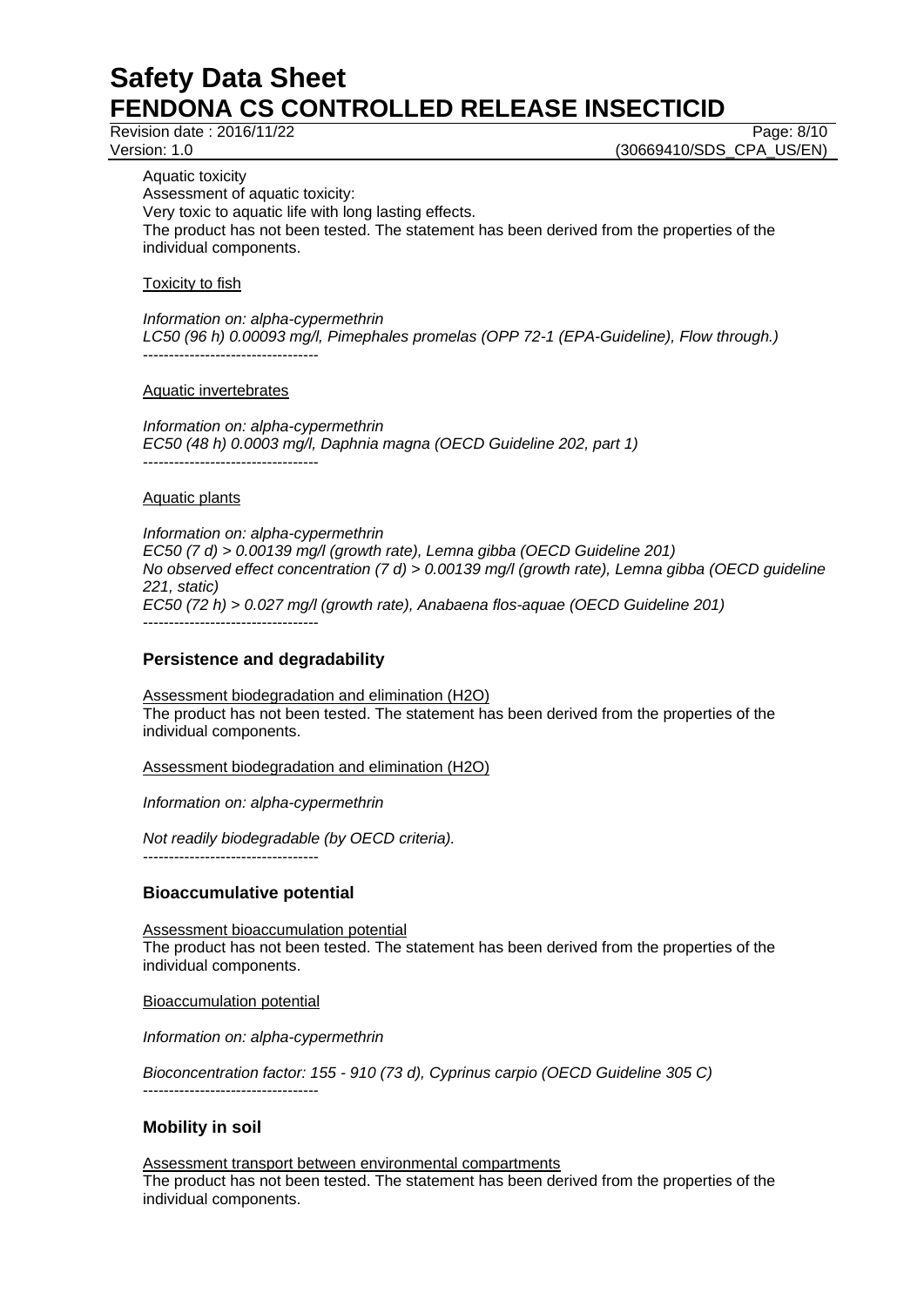Aquatic toxicity

Assessment of aquatic toxicity:
Very toxic to aquatic life with long lasting effects.
The product has not been tested. The statement has been derived from the properties of the individual components.

Toxicity to fish

*Information on: alpha-cypermethrin*
*LC50 (96 h) 0.00093 mg/l, Pimephales promelas (OPP 72-1 (EPA-Guideline), Flow through.)*
----------------------------------

Aquatic invertebrates

*Information on: alpha-cypermethrin*
*EC50 (48 h) 0.0003 mg/l, Daphnia magna (OECD Guideline 202, part 1)*
----------------------------------

Aquatic plants

*Information on: alpha-cypermethrin*
*EC50 (7 d) > 0.00139 mg/l (growth rate), Lemna gibba (OECD Guideline 201)*
*No observed effect concentration (7 d) > 0.00139 mg/l (growth rate), Lemna gibba (OECD guideline 221, static)*
*EC50 (72 h) > 0.027 mg/l (growth rate), Anabaena flos-aquae (OECD Guideline 201)*
----------------------------------

## Persistence and degradability

Assessment biodegradation and elimination (H2O)
The product has not been tested. The statement has been derived from the properties of the individual components.

Assessment biodegradation and elimination (H2O)

*Information on: alpha-cypermethrin*

*Not readily biodegradable (by OECD criteria).*
----------------------------------

## Bioaccumulative potential

Assessment bioaccumulation potential
The product has not been tested. The statement has been derived from the properties of the individual components.

Bioaccumulation potential

*Information on: alpha-cypermethrin*

*Bioconcentration factor: 155 - 910 (73 d), Cyprinus carpio (OECD Guideline 305 C)*
----------------------------------

## Mobility in soil

Assessment transport between environmental compartments
The product has not been tested. The statement has been derived from the properties of the individual components.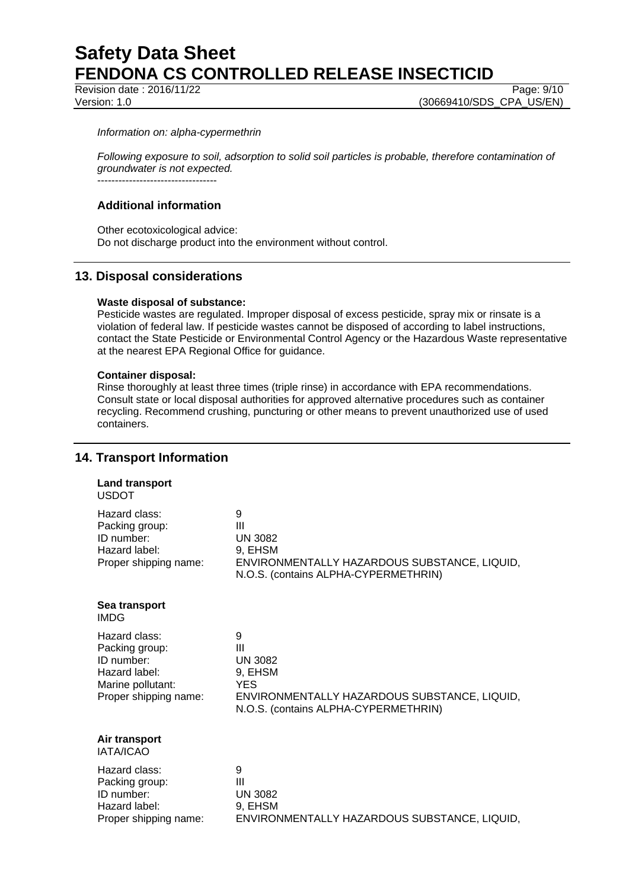*Information on: alpha-cypermethrin*

*Following exposure to soil, adsorption to solid soil particles is probable, therefore contamination of groundwater is not expected.*

----------------------------------

### Additional information

Other ecotoxicological advice:
Do not discharge product into the environment without control.

## 13. Disposal considerations

**Waste disposal of substance:**
Pesticide wastes are regulated. Improper disposal of excess pesticide, spray mix or rinsate is a violation of federal law. If pesticide wastes cannot be disposed of according to label instructions, contact the State Pesticide or Environmental Control Agency or the Hazardous Waste representative at the nearest EPA Regional Office for guidance.

**Container disposal:**
Rinse thoroughly at least three times (triple rinse) in accordance with EPA recommendations. Consult state or local disposal authorities for approved alternative procedures such as container recycling. Recommend crushing, puncturing or other means to prevent unauthorized use of used containers.

## 14. Transport Information

**Land transport**
USDOT

| | |
|---|---|
| Hazard class: | 9 |
| Packing group: | III |
| ID number: | UN 3082 |
| Hazard label: | 9, EHSM |
| Proper shipping name: | ENVIRONMENTALLY HAZARDOUS SUBSTANCE, LIQUID, N.O.S. (contains ALPHA-CYPERMETHRIN) |

**Sea transport**
IMDG

| | |
|---|---|
| Hazard class: | 9 |
| Packing group: | III |
| ID number: | UN 3082 |
| Hazard label: | 9, EHSM |
| Marine pollutant: | YES |
| Proper shipping name: | ENVIRONMENTALLY HAZARDOUS SUBSTANCE, LIQUID, N.O.S. (contains ALPHA-CYPERMETHRIN) |

**Air transport**
IATA/ICAO

| | |
|---|---|
| Hazard class: | 9 |
| Packing group: | III |
| ID number: | UN 3082 |
| Hazard label: | 9, EHSM |
| Proper shipping name: | ENVIRONMENTALLY HAZARDOUS SUBSTANCE, LIQUID, |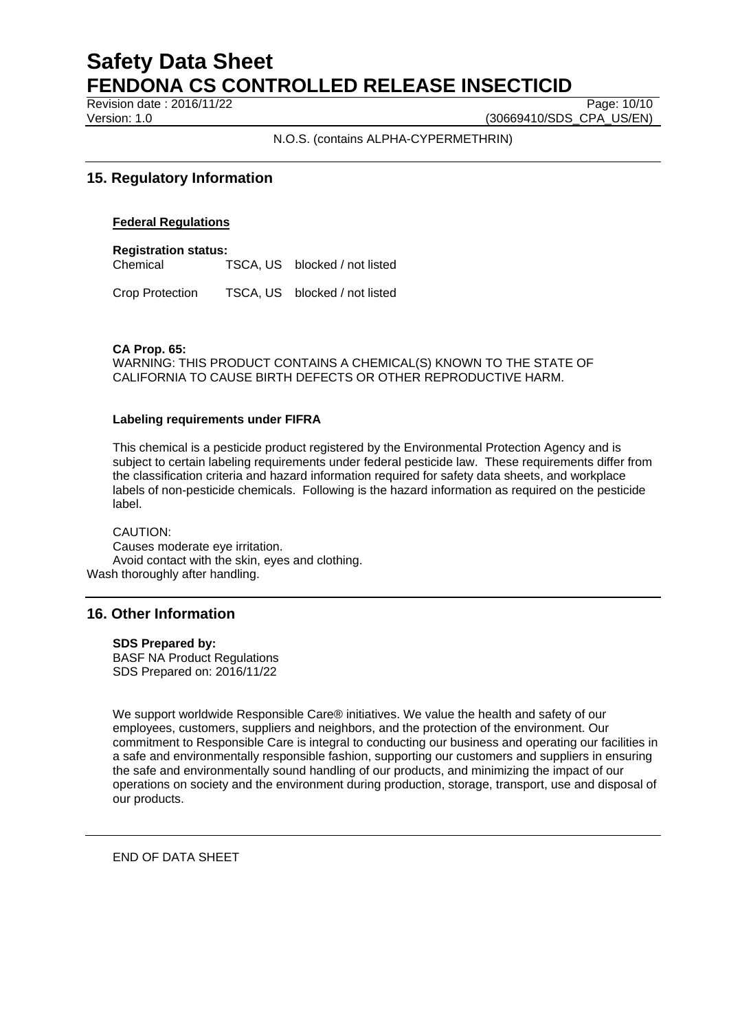## 15. Regulatory Information

**Federal Regulations**

**Registration status:**

| | | |
|---|---|---|
| Chemical | TSCA, US | blocked / not listed |
| Crop Protection | TSCA, US | blocked / not listed |

**CA Prop. 65:**

WARNING: THIS PRODUCT CONTAINS A CHEMICAL(S) KNOWN TO THE STATE OF CALIFORNIA TO CAUSE BIRTH DEFECTS OR OTHER REPRODUCTIVE HARM.

**Labeling requirements under FIFRA**

This chemical is a pesticide product registered by the Environmental Protection Agency and is subject to certain labeling requirements under federal pesticide law. These requirements differ from the classification criteria and hazard information required for safety data sheets, and workplace labels of non-pesticide chemicals. Following is the hazard information as required on the pesticide label.

CAUTION:
Causes moderate eye irritation.
Avoid contact with the skin, eyes and clothing.
Wash thoroughly after handling.

## 16. Other Information

**SDS Prepared by:**
BASF NA Product Regulations
SDS Prepared on: 2016/11/22

We support worldwide Responsible Care® initiatives. We value the health and safety of our employees, customers, suppliers and neighbors, and the protection of the environment. Our commitment to Responsible Care is integral to conducting our business and operating our facilities in a safe and environmentally responsible fashion, supporting our customers and suppliers in ensuring the safe and environmentally sound handling of our products, and minimizing the impact of our operations on society and the environment during production, storage, transport, use and disposal of our products.

END OF DATA SHEET